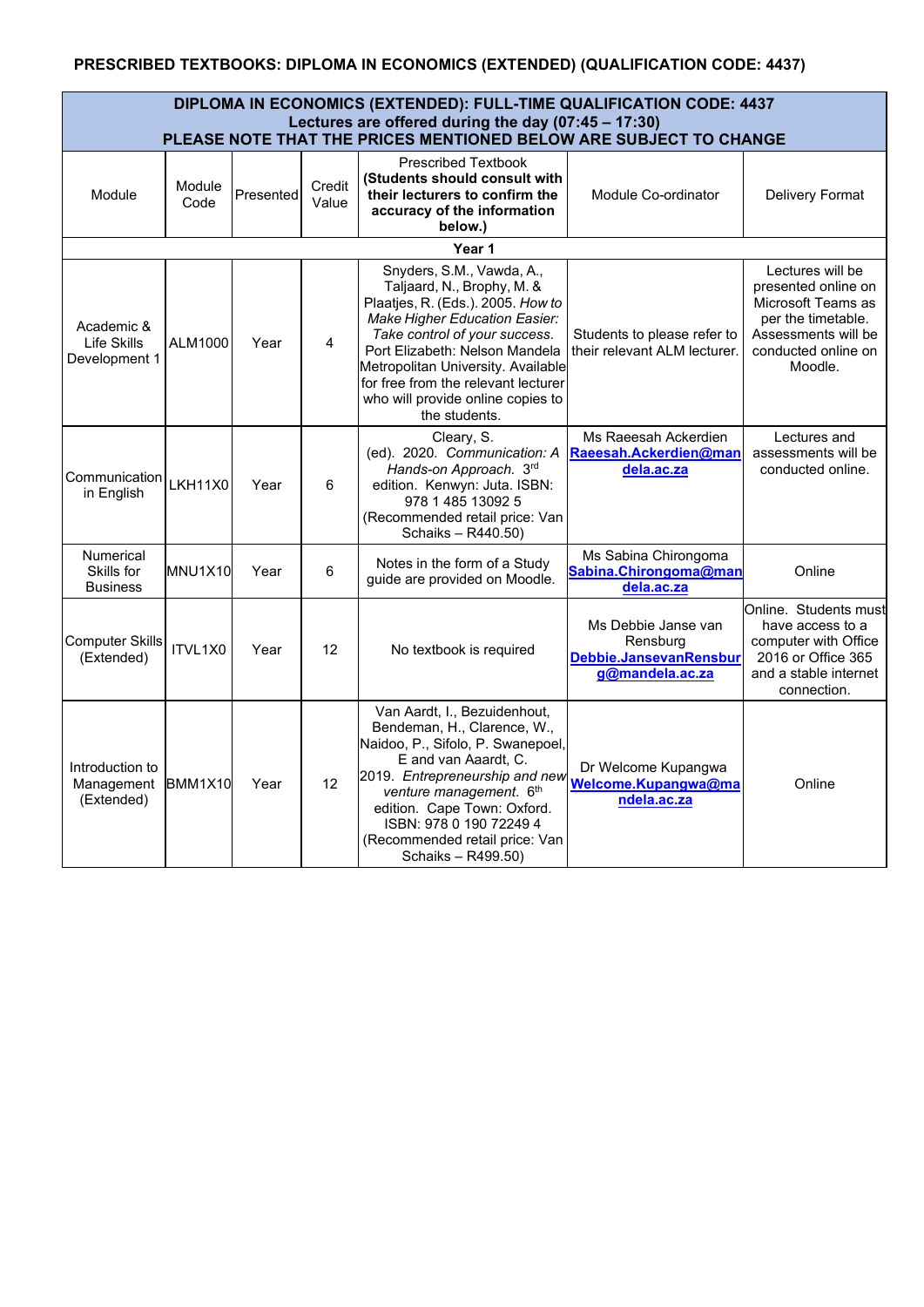**PRESCRIBED TEXTBOOKS: DIPLOMA IN ECONOMICS (EXTENDED) (QUALIFICATION CODE: 4437)**

| **DIPLOMA IN ECONOMICS (EXTENDED): FULL-TIME QUALIFICATION CODE: 4437 Lectures are offered during the day (07:45 – 17:30) PLEASE NOTE THAT THE PRICES MENTIONED BELOW ARE SUBJECT TO CHANGE** | | | | | | |
|---|---|---|---|---|---|---|
| Module | Module Code | Presented | Credit Value | Prescribed Textbook **(Students should consult with their lecturers to confirm the accuracy of the information below.)** | Module Co-ordinator | Delivery Format |
| **Year 1** | | | | | | |
| Academic & Life Skills Development 1 | ALM1000 | Year | 4 | Snyders, S.M., Vawda, A., Taljaard, N., Brophy, M. & Plaatjes, R. (Eds.). 2005. *How to Make Higher Education Easier: Take control of your success.* Port Elizabeth: Nelson Mandela Metropolitan University. Available for free from the relevant lecturer who will provide online copies to the students. | Students to please refer to their relevant ALM lecturer. | Lectures will be presented online on Microsoft Teams as per the timetable. Assessments will be conducted online on Moodle. |
| Communication in English | LKH11X0 | Year | 6 | Cleary, S. (ed). 2020. *Communication: A Hands-on Approach.* 3rd edition. Kenwyn: Juta. ISBN: 978 1 485 13092 5 (Recommended retail price: Van Schaiks – R440.50) | Ms Raeesah Ackerdien **Raeesah.Ackerdien@mandela.ac.za** | Lectures and assessments will be conducted online. |
| Numerical Skills for Business | MNU1X10 | Year | 6 | Notes in the form of a Study guide are provided on Moodle. | Ms Sabina Chirongoma **Sabina.Chirongoma@mandela.ac.za** | Online |
| Computer Skills (Extended) | ITVL1X0 | Year | 12 | No textbook is required | Ms Debbie Janse van Rensburg **Debbie.JansevanRensburg@mandela.ac.za** | Online. Students must have access to a computer with Office 2016 or Office 365 and a stable internet connection. |
| Introduction to Management (Extended) | BMM1X10 | Year | 12 | Van Aardt, I., Bezuidenhout, Bendeman, H., Clarence, W., Naidoo, P., Sifolo, P. Swanepoel, E and van Aardt, C. 2019. *Entrepreneurship and new venture management.* 6th edition. Cape Town: Oxford. ISBN: 978 0 190 72249 4 (Recommended retail price: Van Schaiks – R499.50) | Dr Welcome Kupangwa **Welcome.Kupangwa@mandela.ac.za** | Online |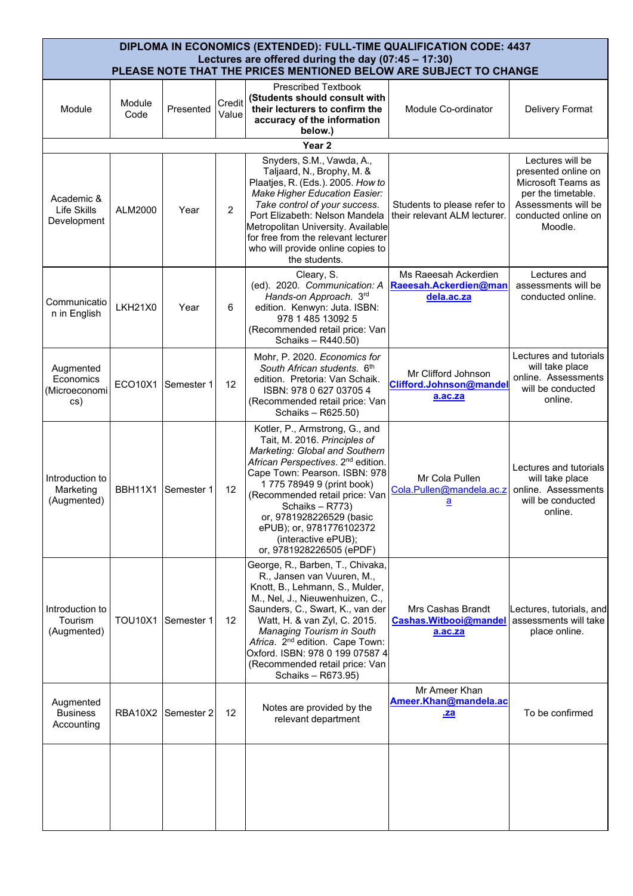| DIPLOMA IN ECONOMICS (EXTENDED): FULL-TIME QUALIFICATION CODE: 4437<br>Lectures are offered during the day (07:45 – 17:30)<br>PLEASE NOTE THAT THE PRICES MENTIONED BELOW ARE SUBJECT TO CHANGE | | | | | | |
|---|---|---|---|---|---|---|
| Module | Module Code | Presented | Credit Value | Prescribed Textbook **(Students should consult with their lecturers to confirm the accuracy of the information below.)** | Module Co-ordinator | Delivery Format |
| **Year 2** | | | | | | |
| Academic & Life Skills Development | ALM2000 | Year | 2 | Snyders, S.M., Vawda, A., Taljaard, N., Brophy, M. & Plaatjes, R. (Eds.). 2005. *How to Make Higher Education Easier: Take control of your success.* Port Elizabeth: Nelson Mandela Metropolitan University. Available for free from the relevant lecturer who will provide online copies to the students. | Students to please refer to their relevant ALM lecturer. | Lectures will be presented online on Microsoft Teams as per the timetable. Assessments will be conducted online on Moodle. |
| Communication in English | LKH21X0 | Year | 6 | Cleary, S. (ed). 2020. *Communication: A Hands-on Approach.* 3rd edition. Kenwyn: Juta. ISBN: 978 1 485 13092 5 (Recommended retail price: Van Schaiks – R440.50) | Ms Raeesah Ackerdien **Raeesah.Ackerdien@mandela.ac.za** | Lectures and assessments will be conducted online. |
| Augmented Economics (Microeconomics) | ECO10X1 | Semester 1 | 12 | Mohr, P. 2020. *Economics for South African students.* 6th edition. Pretoria: Van Schaik. ISBN: 978 0 627 03705 4 (Recommended retail price: Van Schaiks – R625.50) | Mr Clifford Johnson **Clifford.Johnson@mandela.ac.za** | Lectures and tutorials will take place online. Assessments will be conducted online. |
| Introduction to Marketing (Augmented) | BBH11X1 | Semester 1 | 12 | Kotler, P., Armstrong, G., and Tait, M. 2016. *Principles of Marketing: Global and Southern African Perspectives.* 2nd edition. Cape Town: Pearson. ISBN: 978 1 775 78949 9 (print book) (Recommended retail price: Van Schaiks – R773) or, 9781928226529 (basic ePUB); or, 9781776102372 (interactive ePUB); or, 9781928226505 (ePDF) | Mr Cola Pullen Cola.Pullen@mandela.ac.za | Lectures and tutorials will take place online. Assessments will be conducted online. |
| Introduction to Tourism (Augmented) | TOU10X1 | Semester 1 | 12 | George, R., Barben, T., Chivaka, R., Jansen van Vuuren, M., Knott, B., Lehmann, S., Mulder, M., Nel, J., Nieuwenhuizen, C., Saunders, C., Swart, K., van der Watt, H. & van Zyl, C. 2015. *Managing Tourism in South Africa.* 2nd edition. Cape Town: Oxford. ISBN: 978 0 199 07587 4 (Recommended retail price: Van Schaiks – R673.95) | Mrs Cashas Brandt **Cashas.Witbooi@mandela.ac.za** | Lectures, tutorials, and assessments will take place online. |
| Augmented Business Accounting | RBA10X2 | Semester 2 | 12 | Notes are provided by the relevant department | Mr Ameer Khan **Ameer.Khan@mandela.ac.za** | To be confirmed |
| | | | | | | |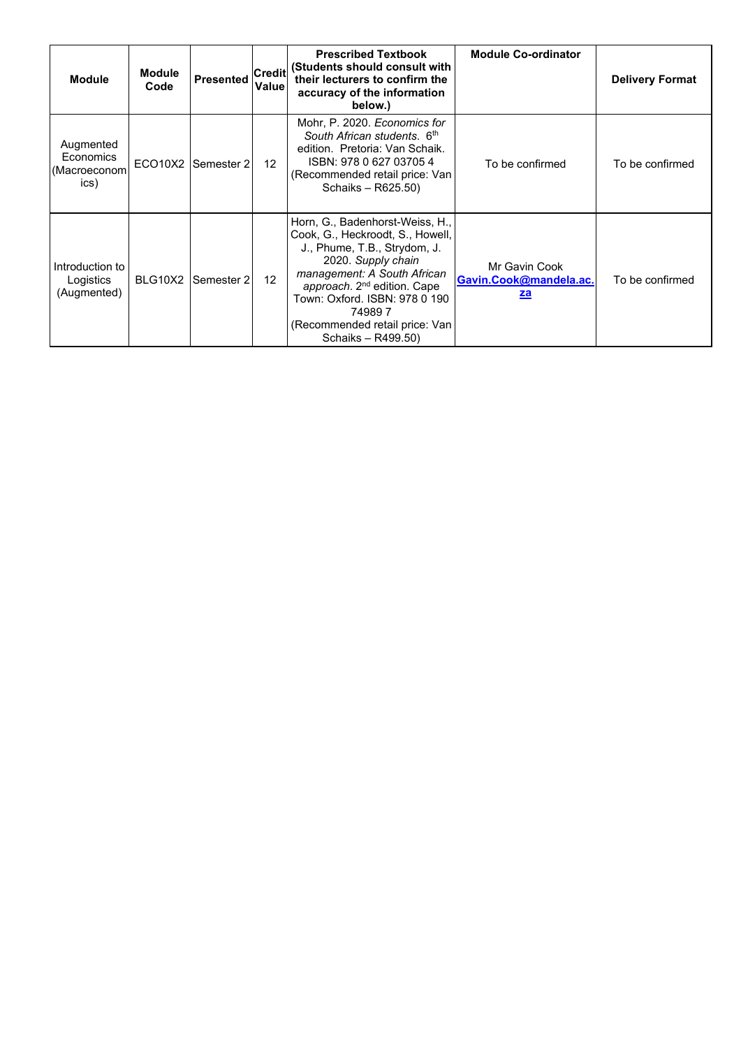| Module | Module Code | Presented | Credit Value | Prescribed Textbook (Students should consult with their lecturers to confirm the accuracy of the information below.) | Module Co-ordinator | Delivery Format |
|---|---|---|---|---|---|---|
| Augmented Economics (Macroeconomics) | ECO10X2 | Semester 2 | 12 | Mohr, P. 2020. *Economics for South African students*. 6th edition. Pretoria: Van Schaik. ISBN: 978 0 627 03705 4 (Recommended retail price: Van Schaiks – R625.50) | To be confirmed | To be confirmed |
| Introduction to Logistics (Augmented) | BLG10X2 | Semester 2 | 12 | Horn, G., Badenhorst-Weiss, H., Cook, G., Heckroodt, S., Howell, J., Phume, T.B., Strydom, J. 2020. *Supply chain management: A South African approach*. 2nd edition. Cape Town: Oxford. ISBN: 978 0 190 74989 7 (Recommended retail price: Van Schaiks – R499.50) | Mr Gavin Cook **Gavin.Cook@mandela.ac.za** | To be confirmed |